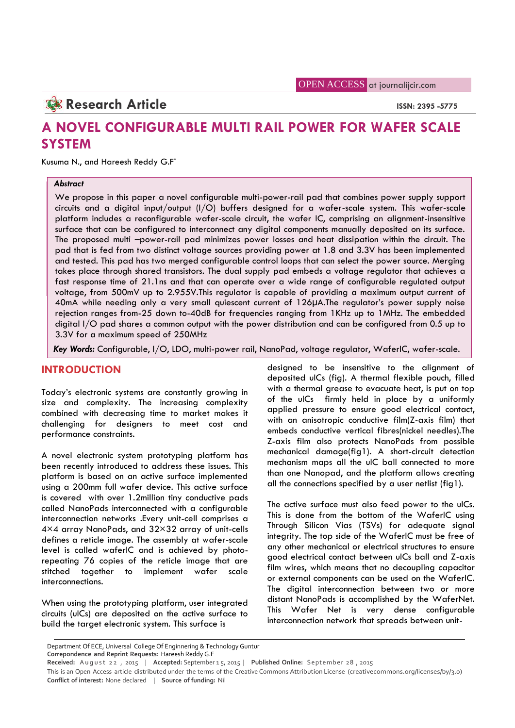OPEN ACCESS at journalijcir.com

**Research Article**

ISSN: 2395 -5775

# A NOVEL CONFIGURABLE MULTI RAIL POWER FOR WAFER SCALE SYSTEM

Kusuma N., and Hareesh Reddy G.F*

***Abstract***

We propose in this paper a novel configurable multi-power-rail pad that combines power supply support circuits and a digital input/output (I/O) buffers designed for a wafer-scale system. This wafer-scale platform includes a reconfigurable wafer-scale circuit, the wafer IC, comprising an alignment-insensitive surface that can be configured to interconnect any digital components manually deposited on its surface. The proposed multi –power-rail pad minimizes power losses and heat dissipation within the circuit. The pad that is fed from two distinct voltage sources providing power at 1.8 and 3.3V has been implemented and tested. This pad has two merged configurable control loops that can select the power source. Merging takes place through shared transistors. The dual supply pad embeds a voltage regulator that achieves a fast response time of 21.1ns and that can operate over a wide range of configurable regulated output voltage, from 500mV up to 2.955V.This regulator is capable of providing a maximum output current of 40mA while needing only a very small quiescent current of 126µA.The regulator's power supply noise rejection ranges from-25 down to-40dB for frequencies ranging from 1KHz up to 1MHz. The embedded digital I/O pad shares a common output with the power distribution and can be configured from 0.5 up to 3.3V for a maximum speed of 250MHz

***Key Words:*** Configurable, I/O, LDO, multi-power rail, NanoPad, voltage regulator, WaferIC, wafer-scale.

## INTRODUCTION

Today's electronic systems are constantly growing in size and complexity. The increasing complexity combined with decreasing time to market makes it challenging for designers to meet cost and performance constraints.

A novel electronic system prototyping platform has been recently introduced to address these issues. This platform is based on an active surface implemented using a 200mm full wafer device. This active surface is covered with over 1.2million tiny conductive pads called NanoPads interconnected with a configurable interconnection networks .Every unit-cell comprises a 4×4 array NanoPads, and 32×32 array of unit-cells defines a reticle image. The assembly at wafer-scale level is called waferIC and is achieved by photo-repeating 76 copies of the reticle image that are stitched together to implement wafer scale interconnections.

When using the prototyping platform, user integrated circuits (uICs) are deposited on the active surface to build the target electronic system. This surface is designed to be insensitive to the alignment of deposited uICs (fig). A thermal flexible pouch, filled with a thermal grease to evacuate heat, is put on top of the uICs firmly held in place by a uniformly applied pressure to ensure good electrical contact, with an anisotropic conductive film(Z-axis film) that embeds conductive vertical fibres(nickel needles).The Z-axis film also protects NanoPads from possible mechanical damage(fig1). A short-circuit detection mechanism maps all the uIC ball connected to more than one Nanopad, and the platform allows creating all the connections specified by a user netlist (fig1).

The active surface must also feed power to the uICs. This is done from the bottom of the WaferIC using Through Silicon Vias (TSVs) for adequate signal integrity. The top side of the WaferIC must be free of any other mechanical or electrical structures to ensure good electrical contact between uICs ball and Z-axis film wires, which means that no decoupling capacitor or external components can be used on the WaferIC. The digital interconnection between two or more distant NanoPads is accomplished by the WaferNet. This Wafer Net is very dense configurable interconnection network that spreads between unit-

Department Of ECE, Universal College Of Enginnering & Technology Guntur
**Correpondence and Reprint Requests:** Hareesh Reddy G.F
**Received:** August 22, 2015 | **Accepted:** September 15, 2015 | **Published Online:** September 28, 2015
This is an Open Access article distributed under the terms of the Creative Commons Attribution License (creativecommons.org/licenses/by/3.0)
**Conflict of interest:** None declared | **Source of funding:** Nil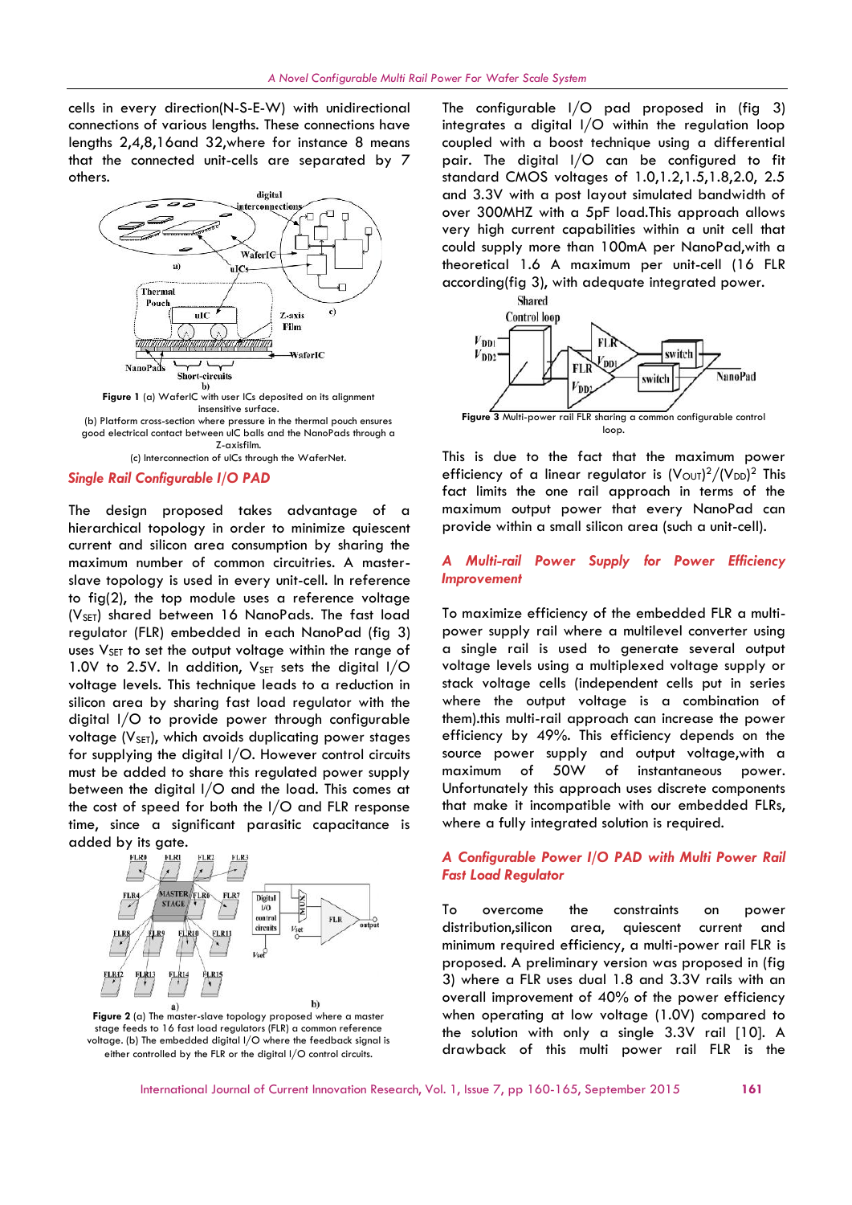cells in every direction(N-S-E-W) with unidirectional connections of various lengths. These connections have lengths 2,4,8,16and 32,where for instance 8 means that the connected unit-cells are separated by 7 others.

digital interconnections

WaferIC

a)

uICs

Thermal Pouch

uIC

Z-axis Film

c)

WaferIC

NanoPads

Short-circuits

b)

**Figure 1** (a) WaferIC with user ICs deposited on its alignment insensitive surface.
(b) Platform cross-section where pressure in the thermal pouch ensures good electrical contact between uIC balls and the NanoPads through a Z-axisfilm.
(c) Interconnection of uICs through the WaferNet.

## *Single Rail Configurable I/O PAD*

The design proposed takes advantage of a hierarchical topology in order to minimize quiescent current and silicon area consumption by sharing the maximum number of common circuitries. A master-slave topology is used in every unit-cell. In reference to fig(2), the top module uses a reference voltage ($V_{SET}$) shared between 16 NanoPads. The fast load regulator (FLR) embedded in each NanoPad (fig 3) uses $V_{SET}$ to set the output voltage within the range of 1.0V to 2.5V. In addition, $V_{SET}$ sets the digital I/O voltage levels. This technique leads to a reduction in silicon area by sharing fast load regulator with the digital I/O to provide power through configurable voltage ($V_{SET}$), which avoids duplicating power stages for supplying the digital I/O. However control circuits must be added to share this regulated power supply between the digital I/O and the load. This comes at the cost of speed for both the I/O and FLR response time, since a significant parasitic capacitance is added by its gate.

FLR0 FLR1 FLR2 FLR3
FLR4 MASTER STAGE FLR6 FLR7
FLR8 FLR9 FLR10 FLR11
FLR12 FLR13 FLR14 FLR15

a)

Digital I/O control circuits

MUX

FLR

Vset

output

Vset

b)

**Figure 2** (a) The master-slave topology proposed where a master stage feeds to 16 fast load regulators (FLR) a common reference voltage. (b) The embedded digital I/O where the feedback signal is either controlled by the FLR or the digital I/O control circuits.

The configurable I/O pad proposed in (fig 3) integrates a digital I/O within the regulation loop coupled with a boost technique using a differential pair. The digital I/O can be configured to fit standard CMOS voltages of 1.0,1.2,1.5,1.8,2.0, 2.5 and 3.3V with a post layout simulated bandwidth of over 300MHZ with a 5pF load.This approach allows very high current capabilities within a unit cell that could supply more than 100mA per NanoPad,with a theoretical 1.6 A maximum per unit-cell (16 FLR according(fig 3), with adequate integrated power.

Shared Control loop

$V_{DD1}$

$V_{DD2}$

FLR

$V_{DD1}$

FLR

$V_{DD2}$

switch

switch

NanoPad

**Figure 3** Multi-power rail FLR sharing a common configurable control loop.

This is due to the fact that the maximum power efficiency of a linear regulator is $(V_{OUT})^2/(V_{DD})^2$ This fact limits the one rail approach in terms of the maximum output power that every NanoPad can provide within a small silicon area (such a unit-cell).

## *A Multi-rail Power Supply for Power Efficiency Improvement*

To maximize efficiency of the embedded FLR a multi-power supply rail where a multilevel converter using a single rail is used to generate several output voltage levels using a multiplexed voltage supply or stack voltage cells (independent cells put in series where the output voltage is a combination of them).this multi-rail approach can increase the power efficiency by 49%. This efficiency depends on the source power supply and output voltage,with a maximum of 50W of instantaneous power. Unfortunately this approach uses discrete components that make it incompatible with our embedded FLRs, where a fully integrated solution is required.

## *A Configurable Power I/O PAD with Multi Power Rail Fast Load Regulator*

To overcome the constraints on power distribution,silicon area, quiescent current and minimum required efficiency, a multi-power rail FLR is proposed. A preliminary version was proposed in (fig 3) where a FLR uses dual 1.8 and 3.3V rails with an overall improvement of 40% of the power efficiency when operating at low voltage (1.0V) compared to the solution with only a single 3.3V rail [10]. A drawback of this multi power rail FLR is the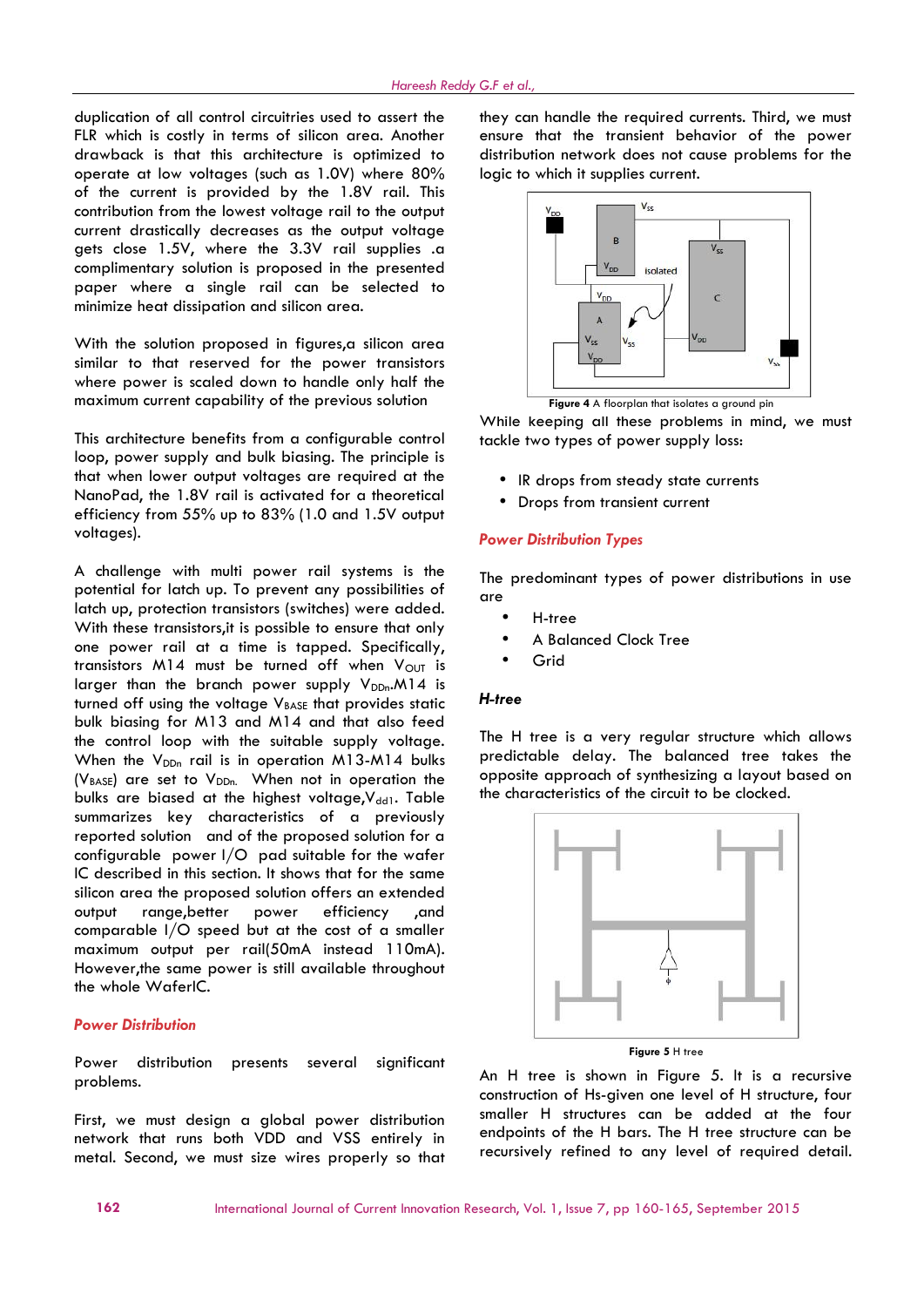duplication of all control circuitries used to assert the FLR which is costly in terms of silicon area. Another drawback is that this architecture is optimized to operate at low voltages (such as 1.0V) where 80% of the current is provided by the 1.8V rail. This contribution from the lowest voltage rail to the output current drastically decreases as the output voltage gets close 1.5V, where the 3.3V rail supplies .a complimentary solution is proposed in the presented paper where a single rail can be selected to minimize heat dissipation and silicon area.

With the solution proposed in figures,a silicon area similar to that reserved for the power transistors where power is scaled down to handle only half the maximum current capability of the previous solution

This architecture benefits from a configurable control loop, power supply and bulk biasing. The principle is that when lower output voltages are required at the NanoPad, the 1.8V rail is activated for a theoretical efficiency from 55% up to 83% (1.0 and 1.5V output voltages).

A challenge with multi power rail systems is the potential for latch up. To prevent any possibilities of latch up, protection transistors (switches) were added. With these transistors,it is possible to ensure that only one power rail at a time is tapped. Specifically, transistors M14 must be turned off when $V_{OUT}$ is larger than the branch power supply $V_{DDn}$.M14 is turned off using the voltage $V_{BASE}$ that provides static bulk biasing for M13 and M14 and that also feed the control loop with the suitable supply voltage. When the $V_{DDn}$ rail is in operation M13-M14 bulks ($V_{BASE}$) are set to $V_{DDn.}$ When not in operation the bulks are biased at the highest voltage,$V_{dd1}$. Table summarizes key characteristics of a previously reported solution and of the proposed solution for a configurable power I/O pad suitable for the wafer IC described in this section. It shows that for the same silicon area the proposed solution offers an extended output range,better power efficiency ,and comparable I/O speed but at the cost of a smaller maximum output per rail(50mA instead 110mA). However,the same power is still available throughout the whole WaferIC.

## Power Distribution

Power distribution presents several significant problems.

First, we must design a global power distribution network that runs both VDD and VSS entirely in metal. Second, we must size wires properly so that they can handle the required currents. Third, we must ensure that the transient behavior of the power distribution network does not cause problems for the logic to which it supplies current.

$V_{DD}$
$V_{ss}$
B
$V_{DD}$
isolated
$V_{ss}$
C
$V_{DD}$
A
$V_{ss}$
$V_{ss}$
$V_{DD}$
$V_{DD}$
$V_{ss}$

**Figure 4** A floorplan that isolates a ground pin

While keeping all these problems in mind, we must tackle two types of power supply loss:

- IR drops from steady state currents
- Drops from transient current

## Power Distribution Types

The predominant types of power distributions in use are

- H-tree
- A Balanced Clock Tree
- Grid

### H-tree

The H tree is a very regular structure which allows predictable delay. The balanced tree takes the opposite approach of synthesizing a layout based on the characteristics of the circuit to be clocked.

φ

**Figure 5** H tree

An H tree is shown in Figure 5. It is a recursive construction of Hs-given one level of H structure, four smaller H structures can be added at the four endpoints of the H bars. The H tree structure can be recursively refined to any level of required detail.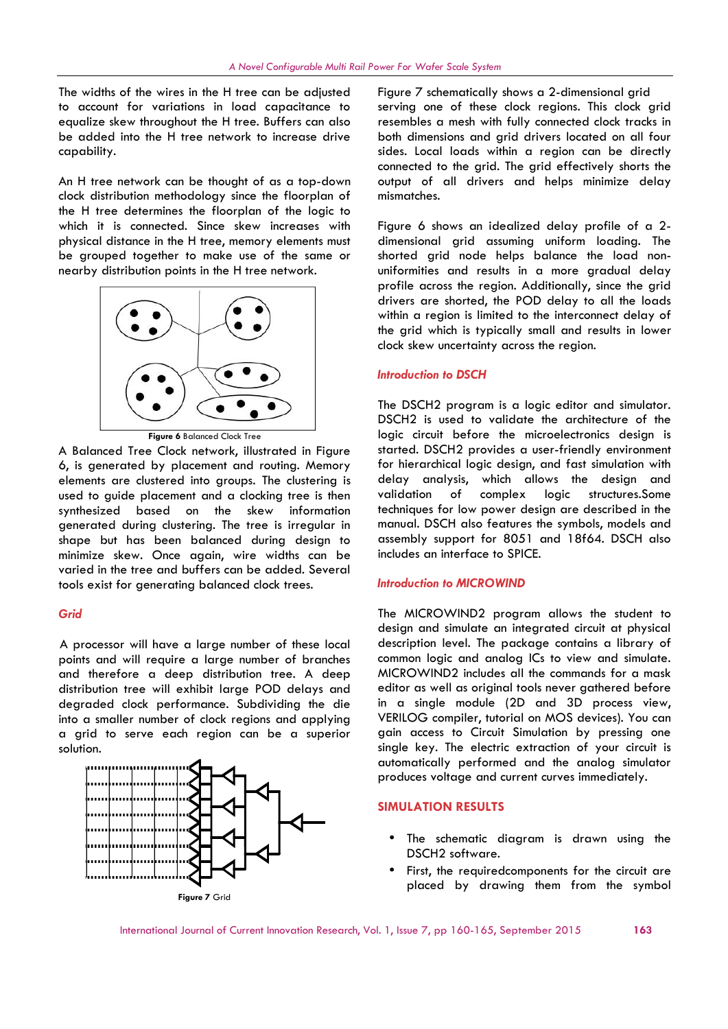The widths of the wires in the H tree can be adjusted to account for variations in load capacitance to equalize skew throughout the H tree. Buffers can also be added into the H tree network to increase drive capability.

An H tree network can be thought of as a top-down clock distribution methodology since the floorplan of the H tree determines the floorplan of the logic to which it is connected. Since skew increases with physical distance in the H tree, memory elements must be grouped together to make use of the same or nearby distribution points in the H tree network.

**Figure 6** Balanced Clock Tree

A Balanced Tree Clock network, illustrated in Figure 6, is generated by placement and routing. Memory elements are clustered into groups. The clustering is used to guide placement and a clocking tree is then synthesized based on the skew information generated during clustering. The tree is irregular in shape but has been balanced during design to minimize skew. Once again, wire widths can be varied in the tree and buffers can be added. Several tools exist for generating balanced clock trees.

### *Grid*

A processor will have a large number of these local points and will require a large number of branches and therefore a deep distribution tree. A deep distribution tree will exhibit large POD delays and degraded clock performance. Subdividing the die into a smaller number of clock regions and applying a grid to serve each region can be a superior solution.

**Figure 7** Grid

Figure 7 schematically shows a 2-dimensional grid serving one of these clock regions. This clock grid resembles a mesh with fully connected clock tracks in both dimensions and grid drivers located on all four sides. Local loads within a region can be directly connected to the grid. The grid effectively shorts the output of all drivers and helps minimize delay mismatches.

Figure 6 shows an idealized delay profile of a 2-dimensional grid assuming uniform loading. The shorted grid node helps balance the load non-uniformities and results in a more gradual delay profile across the region. Additionally, since the grid drivers are shorted, the POD delay to all the loads within a region is limited to the interconnect delay of the grid which is typically small and results in lower clock skew uncertainty across the region.

### *Introduction to DSCH*

The DSCH2 program is a logic editor and simulator. DSCH2 is used to validate the architecture of the logic circuit before the microelectronics design is started. DSCH2 provides a user-friendly environment for hierarchical logic design, and fast simulation with delay analysis, which allows the design and validation of complex logic structures.Some techniques for low power design are described in the manual. DSCH also features the symbols, models and assembly support for 8051 and 18f64. DSCH also includes an interface to SPICE.

### *Introduction to MICROWIND*

The MICROWIND2 program allows the student to design and simulate an integrated circuit at physical description level. The package contains a library of common logic and analog ICs to view and simulate. MICROWIND2 includes all the commands for a mask editor as well as original tools never gathered before in a single module (2D and 3D process view, VERILOG compiler, tutorial on MOS devices). You can gain access to Circuit Simulation by pressing one single key. The electric extraction of your circuit is automatically performed and the analog simulator produces voltage and current curves immediately.

## SIMULATION RESULTS

- The schematic diagram is drawn using the DSCH2 software.
- First, the requiredcomponents for the circuit are placed by drawing them from the symbol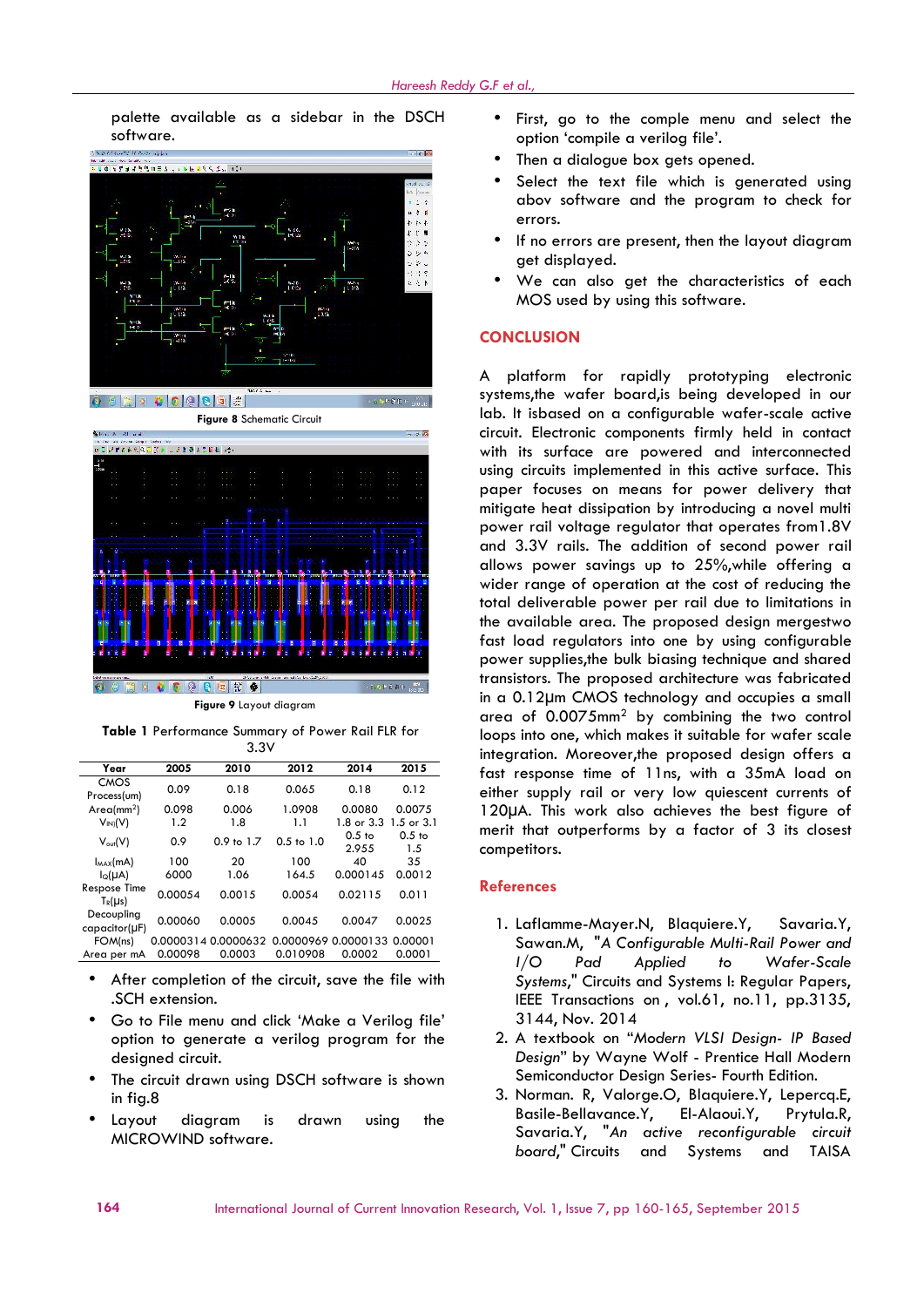palette available as a sidebar in the DSCH software.

Figure 8 Schematic Circuit

Figure 9 Layout diagram

Table 1 Performance Summary of Power Rail FLR for 3.3V

| Year | 2005 | 2010 | 2012 | 2014 | 2015 |
|---|---|---|---|---|---|
| CMOS Process(um) | 0.09 | 0.18 | 0.065 | 0.18 | 0.12 |
| Area(mm²) | 0.098 | 0.006 | 1.0908 | 0.0080 | 0.0075 |
| $V_{IN}$(V) | 1.2 | 1.8 | 1.1 | 1.8 or 3.3 | 1.5 or 3.1 |
| $V_{out}$(V) | 0.9 | 0.9 to 1.7 | 0.5 to 1.0 | 0.5 to 2.955 | 0.5 to 1.5 |
| $I_{MAX}$(mA) | 100 | 20 | 100 | 40 | 35 |
| $I_Q$(μA) | 6000 | 1.06 | 164.5 | 0.000145 | 0.0012 |
| Respose Time $T_R$(μs) | 0.00054 | 0.0015 | 0.0054 | 0.02115 | 0.011 |
| Decoupling capacitor(μF) | 0.00060 | 0.0005 | 0.0045 | 0.0047 | 0.0025 |
| FOM(ns) | 0.0000314 | 0.0000632 | 0.0000969 | 0.0000133 | 0.00001 |
| Area per mA | 0.00098 | 0.0003 | 0.010908 | 0.0002 | 0.0001 |

- After completion of the circuit, save the file with .SCH extension.
- Go to File menu and click 'Make a Verilog file' option to generate a verilog program for the designed circuit.
- The circuit drawn using DSCH software is shown in fig.8
- Layout diagram is drawn using the MICROWIND software.
- First, go to the comple menu and select the option 'compile a verilog file'.
- Then a dialogue box gets opened.
- Select the text file which is generated using abov software and the program to check for errors.
- If no errors are present, then the layout diagram get displayed.
- We can also get the characteristics of each MOS used by using this software.

## CONCLUSION

A platform for rapidly prototyping electronic systems,the wafer board,is being developed in our lab. It isbased on a configurable wafer-scale active circuit. Electronic components firmly held in contact with its surface are powered and interconnected using circuits implemented in this active surface. This paper focuses on means for power delivery that mitigate heat dissipation by introducing a novel multi power rail voltage regulator that operates from1.8V and 3.3V rails. The addition of second power rail allows power savings up to 25%,while offering a wider range of operation at the cost of reducing the total deliverable power per rail due to limitations in the available area. The proposed design mergestwo fast load regulators into one by using configurable power supplies,the bulk biasing technique and shared transistors. The proposed architecture was fabricated in a 0.12μm CMOS technology and occupies a small area of 0.0075mm$^2$ by combining the two control loops into one, which makes it suitable for wafer scale integration. Moreover,the proposed design offers a fast response time of 11ns, with a 35mA load on either supply rail or very low quiescent currents of 120μA. This work also achieves the best figure of merit that outperforms by a factor of 3 its closest competitors.

## References

1. Laflamme-Mayer.N, Blaquiere.Y, Savaria.Y, Sawan.M, "*A Configurable Multi-Rail Power and I/O Pad Applied to Wafer-Scale Systems*," Circuits and Systems I: Regular Papers, IEEE Transactions on , vol.61, no.11, pp.3135, 3144, Nov. 2014
2. A textbook on "*Modern VLSI Design- IP Based Design*" by Wayne Wolf - Prentice Hall Modern Semiconductor Design Series- Fourth Edition.
3. Norman. R, Valorge.O, Blaquiere.Y, Lepercq.E, Basile-Bellavance.Y, El-Alaoui.Y, Prytula.R, Savaria.Y, "*An active reconfigurable circuit board*," Circuits and Systems and TAISA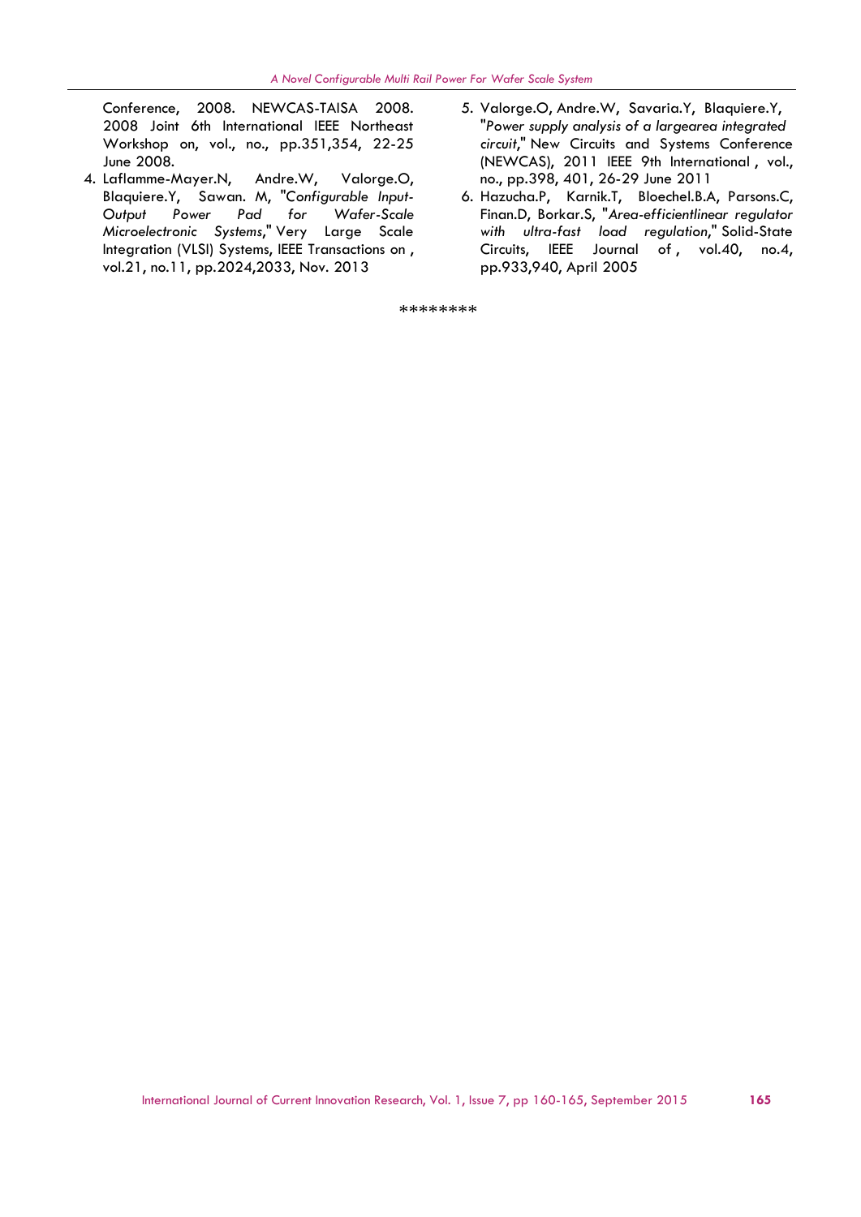Conference, 2008. NEWCAS-TAISA 2008. 2008 Joint 6th International IEEE Northeast Workshop on, vol., no., pp.351,354, 22-25 June 2008.

4. Laflamme-Mayer.N, Andre.W, Valorge.O, Blaquiere.Y, Sawan. M, "*Configurable Input-Output Power Pad for Wafer-Scale Microelectronic Systems*," Very Large Scale Integration (VLSI) Systems, IEEE Transactions on , vol.21, no.11, pp.2024,2033, Nov. 2013
5. Valorge.O, Andre.W, Savaria.Y, Blaquiere.Y, "*Power supply analysis of a largearea integrated circuit*," New Circuits and Systems Conference (NEWCAS), 2011 IEEE 9th International , vol., no., pp.398, 401, 26-29 June 2011
6. Hazucha.P, Karnik.T, Bloechel.B.A, Parsons.C, Finan.D, Borkar.S, "*Area-efficientlinear regulator with ultra-fast load regulation*," Solid-State Circuits, IEEE Journal of , vol.40, no.4, pp.933,940, April 2005

********